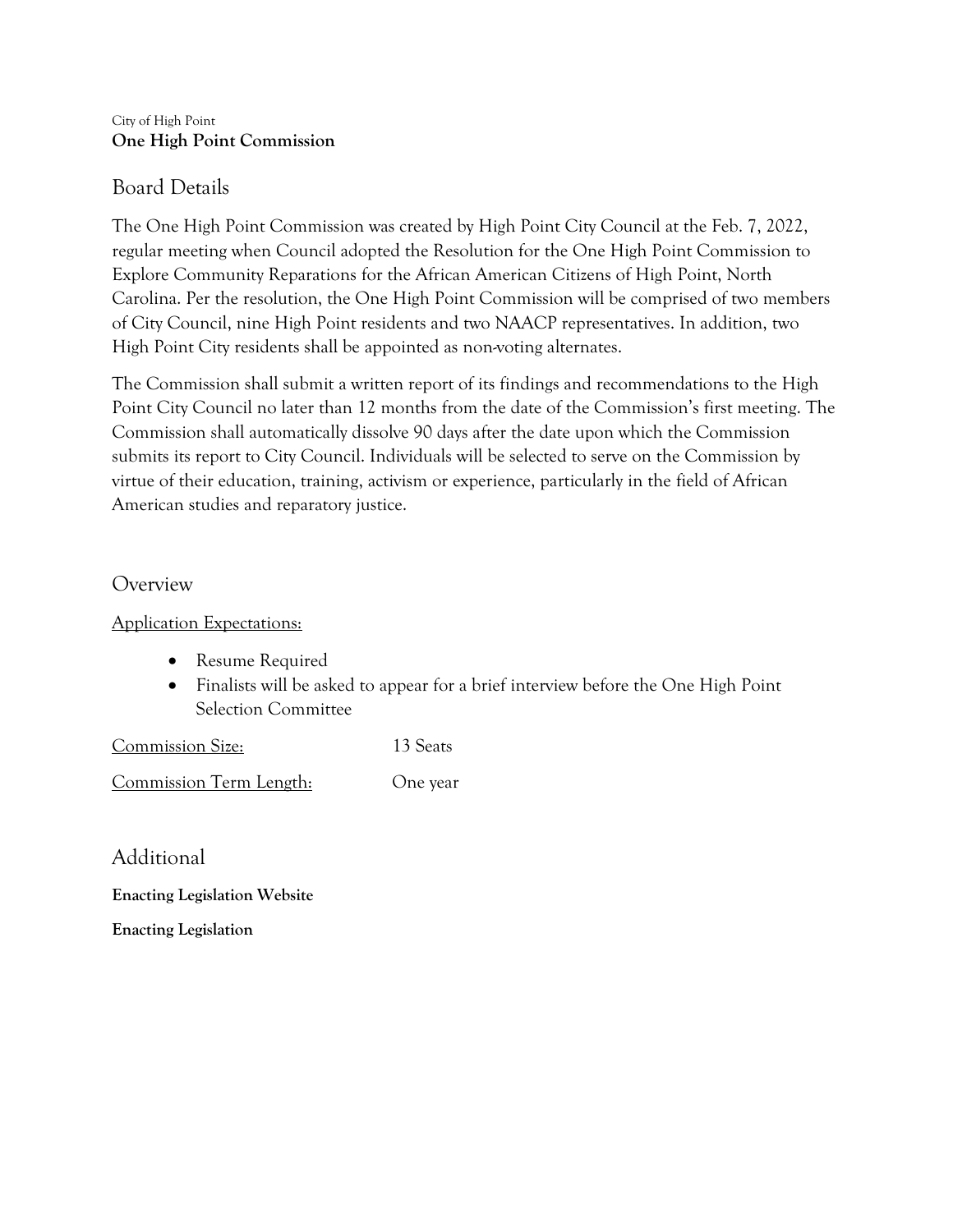City of High Point

**One High Point Commission**

## Board Details

The One High Point Commission was created by High Point City Council at the Feb. 7, 2022, regular meeting when Council adopted the Resolution for the One High Point Commission to Explore Community Reparations for the African American Citizens of High Point, North Carolina. Per the resolution, the One High Point Commission will be comprised of two members of City Council, nine High Point residents and two NAACP representatives. In addition, two High Point City residents shall be appointed as non-voting alternates.

The Commission shall submit a written report of its findings and recommendations to the High Point City Council no later than 12 months from the date of the Commission's first meeting. The Commission shall automatically dissolve 90 days after the date upon which the Commission submits its report to City Council. Individuals will be selected to serve on the Commission by virtue of their education, training, activism or experience, particularly in the field of African American studies and reparatory justice.

## Overview

Application Expectations:

- Resume Required
- Finalists will be asked to appear for a brief interview before the One High Point Selection Committee

| | |
|---|---|
| Commission Size: | 13 Seats |
| Commission Term Length: | One year |

## Additional

**Enacting Legislation Website**

**Enacting Legislation**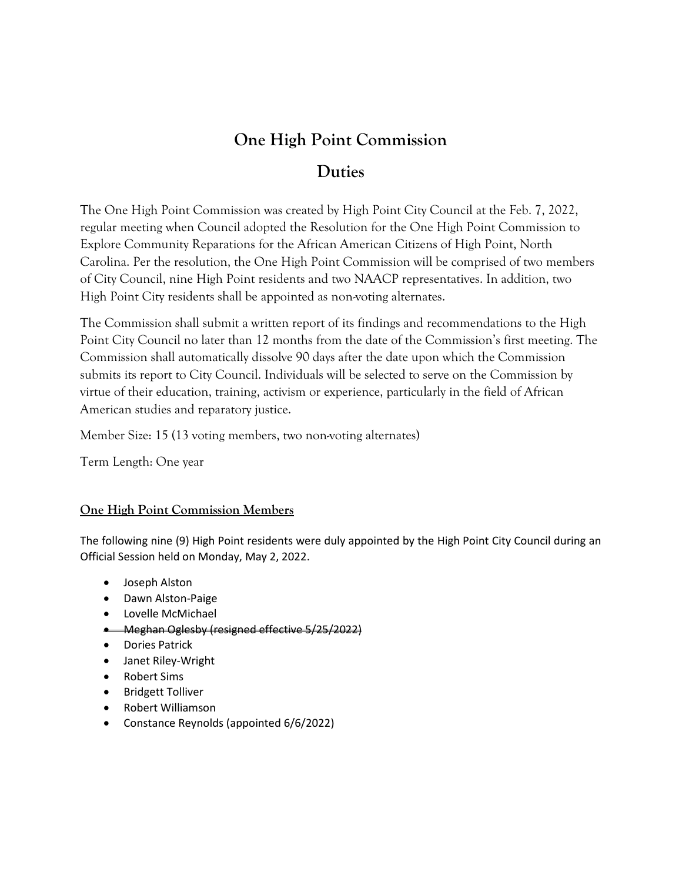# One High Point Commission

## Duties

The One High Point Commission was created by High Point City Council at the Feb. 7, 2022, regular meeting when Council adopted the Resolution for the One High Point Commission to Explore Community Reparations for the African American Citizens of High Point, North Carolina. Per the resolution, the One High Point Commission will be comprised of two members of City Council, nine High Point residents and two NAACP representatives. In addition, two High Point City residents shall be appointed as non-voting alternates.

The Commission shall submit a written report of its findings and recommendations to the High Point City Council no later than 12 months from the date of the Commission's first meeting. The Commission shall automatically dissolve 90 days after the date upon which the Commission submits its report to City Council. Individuals will be selected to serve on the Commission by virtue of their education, training, activism or experience, particularly in the field of African American studies and reparatory justice.

Member Size: 15 (13 voting members, two non-voting alternates)

Term Length: One year

**One High Point Commission Members**

The following nine (9) High Point residents were duly appointed by the High Point City Council during an Official Session held on Monday, May 2, 2022.

- Joseph Alston
- Dawn Alston-Paige
- Lovelle McMichael
- ~~Meghan Oglesby (resigned effective 5/25/2022)~~
- Dories Patrick
- Janet Riley-Wright
- Robert Sims
- Bridgett Tolliver
- Robert Williamson
- Constance Reynolds (appointed 6/6/2022)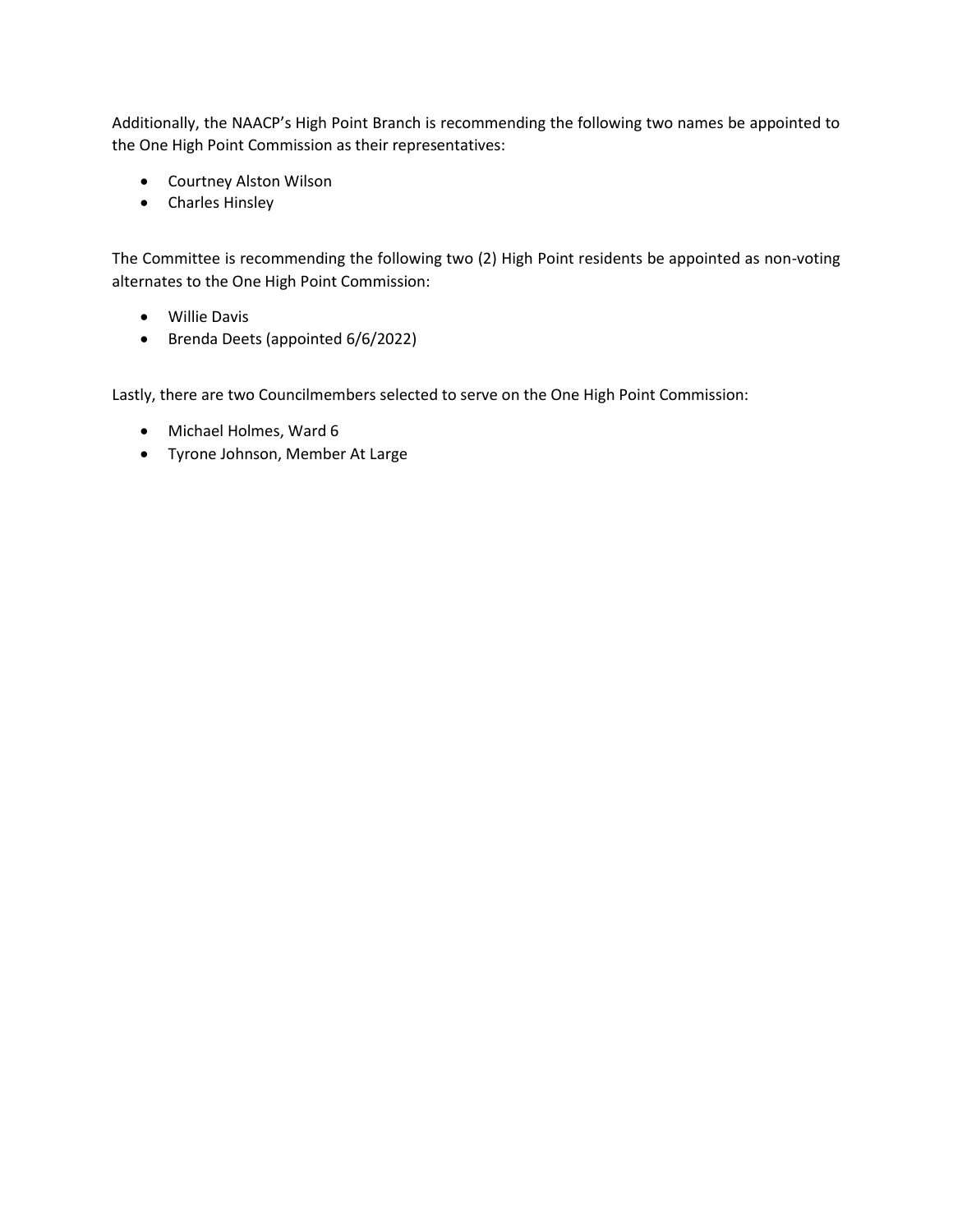Additionally, the NAACP's High Point Branch is recommending the following two names be appointed to the One High Point Commission as their representatives:

- Courtney Alston Wilson
- Charles Hinsley

The Committee is recommending the following two (2) High Point residents be appointed as non-voting alternates to the One High Point Commission:

- Willie Davis
- Brenda Deets (appointed 6/6/2022)

Lastly, there are two Councilmembers selected to serve on the One High Point Commission:

- Michael Holmes, Ward 6
- Tyrone Johnson, Member At Large